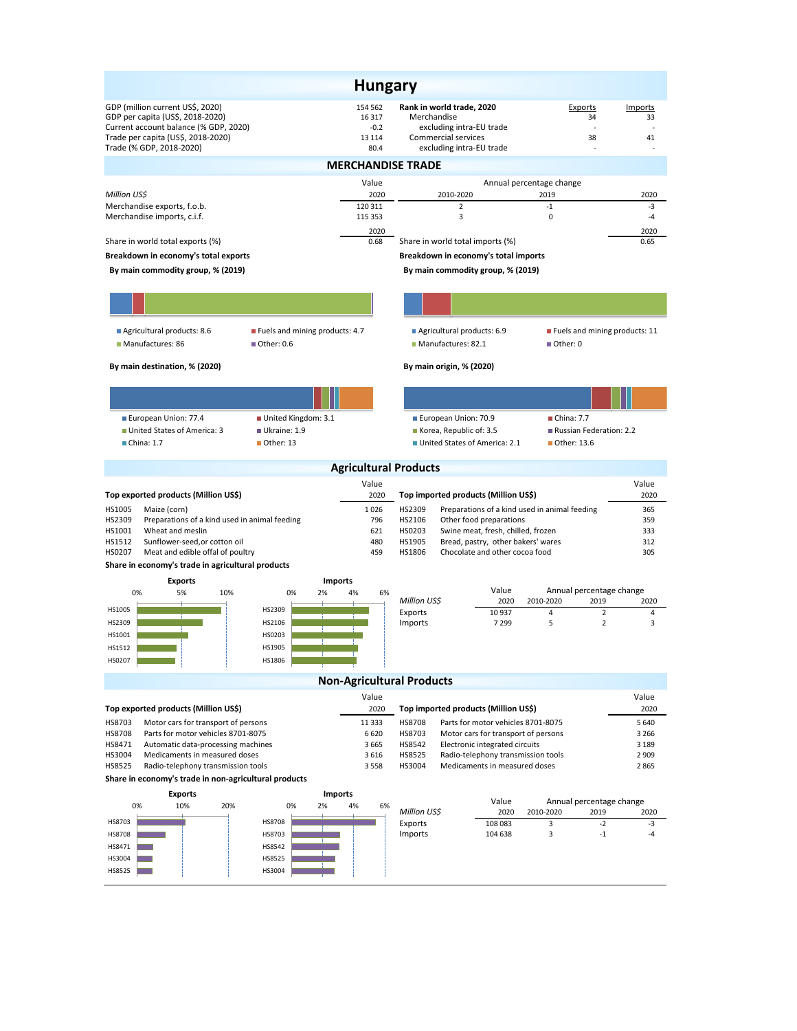# Hungary

| | | Rank in world trade, 2020 | Exports | Imports |
|---|---|---|---|---|
| GDP (million current US$, 2020) | 154 562 | Merchandise | 34 | 33 |
| GDP per capita (US$, 2018-2020) | 16 317 | excluding intra-EU trade | - | - |
| Current account balance (% GDP, 2020) | -0.2 | Commercial services | 38 | 41 |
| Trade per capita (US$, 2018-2020) | 13 114 | excluding intra-EU trade | - | - |
| Trade (% GDP, 2018-2020) | 80.4 | | | |

## MERCHANDISE TRADE

| *Million US$* | Value 2020 | Annual percentage change 2010-2020 | 2019 | 2020 |
|---|---|---|---|---|
| Merchandise exports, f.o.b. | 120 311 | 2 | -1 | -3 |
| Merchandise imports, c.i.f. | 115 353 | 3 | 0 | -4 |

| | 2020 | | 2020 |
|---|---|---|---|
| Share in world total exports (%) | 0.68 | Share in world total imports (%) | 0.65 |

**Breakdown in economy's total exports**

**By main commodity group, % (2019)**

- Agricultural products: 8.6
- Fuels and mining products: 4.7
- Manufactures: 86
- Other: 0.6

**By main destination, % (2020)**

- European Union: 77.4
- United Kingdom: 3.1
- United States of America: 3
- Ukraine: 1.9
- China: 1.7
- Other: 13

**Breakdown in economy's total imports**

**By main commodity group, % (2019)**

- Agricultural products: 6.9
- Fuels and mining products: 11
- Manufactures: 82.1
- Other: 0

**By main origin, % (2020)**

- European Union: 70.9
- China: 7.7
- Korea, Republic of: 3.5
- Russian Federation: 2.2
- United States of America: 2.1
- Other: 13.6

## Agricultural Products

| Top exported products (Million US$) | | Value 2020 |
|---|---|---|
| HS1005 | Maize (corn) | 1 026 |
| HS2309 | Preparations of a kind used in animal feeding | 796 |
| HS1001 | Wheat and meslin | 621 |
| HS1512 | Sunflower-seed,or cotton oil | 480 |
| HS0207 | Meat and edible offal of poultry | 459 |

| Top imported products (Million US$) | | Value 2020 |
|---|---|---|
| HS2309 | Preparations of a kind used in animal feeding | 365 |
| HS2106 | Other food preparations | 359 |
| HS0203 | Swine meat, fresh, chilled, frozen | 333 |
| HS1905 | Bread, pastry, other bakers' wares | 312 |
| HS1806 | Chocolate and other cocoa food | 305 |

**Share in economy's trade in agricultural products**

| *Million US$* | Value 2020 | Annual percentage change 2010-2020 | 2019 | 2020 |
|---|---|---|---|---|
| Exports | 10 937 | 4 | 2 | 4 |
| Imports | 7 299 | 5 | 2 | 3 |

## Non-Agricultural Products

| Top exported products (Million US$) | | Value 2020 |
|---|---|---|
| HS8703 | Motor cars for transport of persons | 11 333 |
| HS8708 | Parts for motor vehicles 8701-8075 | 6 620 |
| HS8471 | Automatic data-processing machines | 3 665 |
| HS3004 | Medicaments in measured doses | 3 616 |
| HS8525 | Radio-telephony transmission tools | 3 558 |

| Top imported products (Million US$) | | Value 2020 |
|---|---|---|
| HS8708 | Parts for motor vehicles 8701-8075 | 5 640 |
| HS8703 | Motor cars for transport of persons | 3 266 |
| HS8542 | Electronic integrated circuits | 3 189 |
| HS8525 | Radio-telephony transmission tools | 2 909 |
| HS3004 | Medicaments in measured doses | 2 865 |

**Share in economy's trade in non-agricultural products**

| *Million US$* | Value 2020 | Annual percentage change 2010-2020 | 2019 | 2020 |
|---|---|---|---|---|
| Exports | 108 083 | 3 | -2 | -3 |
| Imports | 104 638 | 3 | -1 | -4 |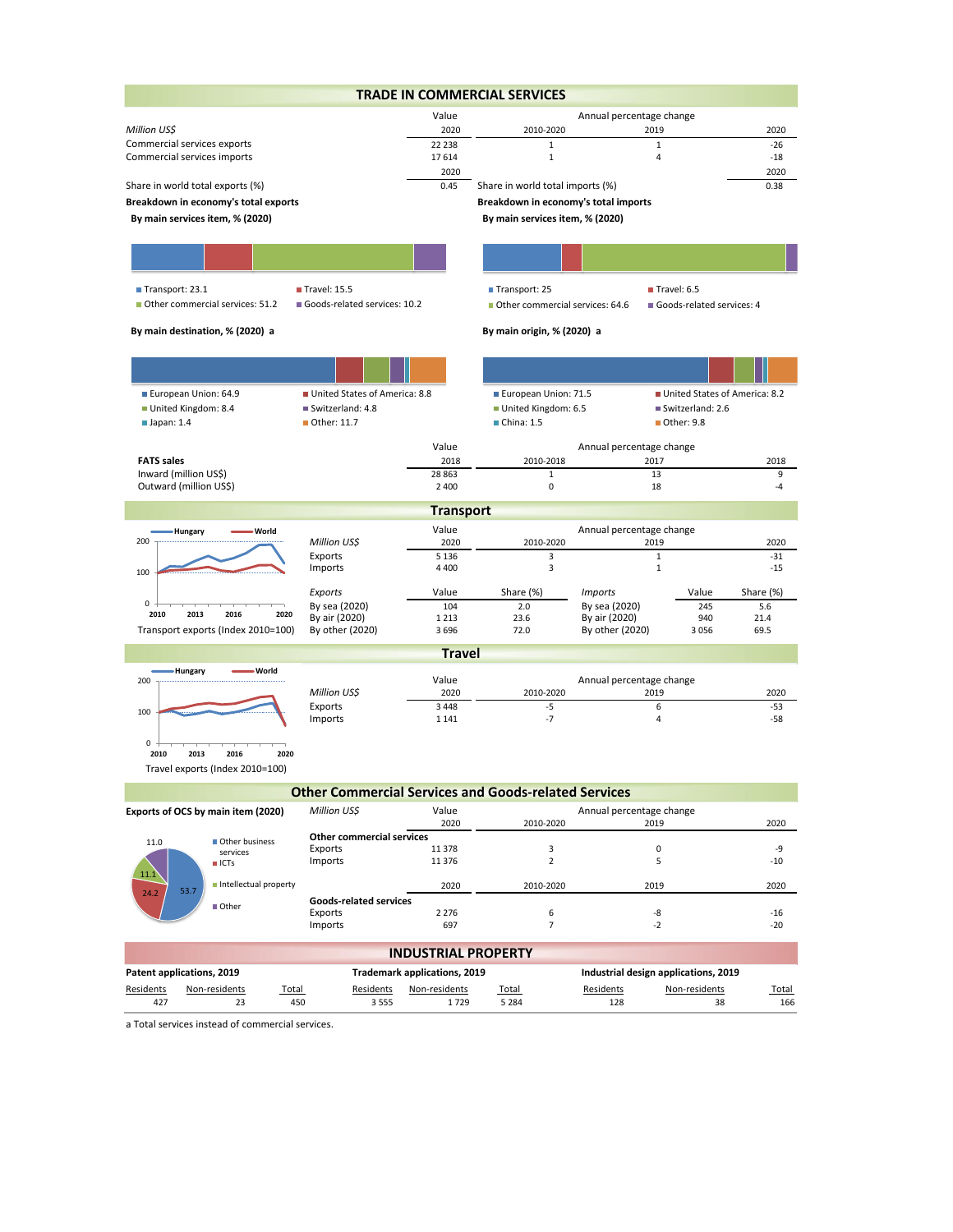## TRADE IN COMMERCIAL SERVICES

| Million US$ | Value 2020 | Annual percentage change 2010-2020 | 2019 | 2020 |
|---|---|---|---|---|
| Commercial services exports | 22 238 | 1 | 1 | -26 |
| Commercial services imports | 17 614 | 1 | 4 | -18 |

| | 2020 | | 2020 |
|---|---|---|---|
| Share in world total exports (%) | 0.45 | Share in world total imports (%) | 0.38 |

**Breakdown in economy's total exports**

**By main services item, % (2020)**

Transport: 23.1
Travel: 15.5
Other commercial services: 51.2
Goods-related services: 10.2

**Breakdown in economy's total imports**

**By main services item, % (2020)**

Transport: 25
Travel: 6.5
Other commercial services: 64.6
Goods-related services: 4

**By main destination, % (2020) a**

European Union: 64.9
United States of America: 8.8
United Kingdom: 8.4
Switzerland: 4.8
Japan: 1.4
Other: 11.7

**By main origin, % (2020) a**

European Union: 71.5
United States of America: 8.2
United Kingdom: 6.5
Switzerland: 2.6
China: 1.5
Other: 9.8

| **FATS sales** | Value 2018 | Annual percentage change 2010-2018 | 2017 | 2018 |
|---|---|---|---|---|
| Inward (million US$) | 28 863 | 1 | 13 | 9 |
| Outward (million US$) | 2 400 | 0 | 18 | -4 |

## Transport

Hungary
World
200
100
0
2010 2013 2016 2020
Transport exports (Index 2010=100)

| Million US$ | Value 2020 | Annual percentage change 2010-2020 | 2019 | 2020 |
|---|---|---|---|---|
| Exports | 5 136 | 3 | 1 | -31 |
| Imports | 4 400 | 3 | 1 | -15 |

| Exports | Value | Share (%) | Imports | Value | Share (%) |
|---|---|---|---|---|---|
| By sea (2020) | 104 | 2.0 | By sea (2020) | 245 | 5.6 |
| By air (2020) | 1 213 | 23.6 | By air (2020) | 940 | 21.4 |
| By other (2020) | 3 696 | 72.0 | By other (2020) | 3 056 | 69.5 |

## Travel

Hungary
World
200
100
0
2010 2013 2016 2020
Travel exports (Index 2010=100)

| Million US$ | Value 2020 | Annual percentage change 2010-2020 | 2019 | 2020 |
|---|---|---|---|---|
| Exports | 3 448 | -5 | 6 | -53 |
| Imports | 1 141 | -7 | 4 | -58 |

## Other Commercial Services and Goods-related Services

**Exports of OCS by main item (2020)**

11.0
11.1
24.2
53.7
Other business services
ICTs
Intellectual property
Other

| Million US$ | Value 2020 | Annual percentage change 2010-2020 | 2019 | 2020 |
|---|---|---|---|---|
| **Other commercial services** | | | | |
| Exports | 11 378 | 3 | 0 | -9 |
| Imports | 11 376 | 2 | 5 | -10 |
| | 2020 | 2010-2020 | 2019 | 2020 |
| **Goods-related services** | | | | |
| Exports | 2 276 | 6 | -8 | -16 |
| Imports | 697 | 7 | -2 | -20 |

## INDUSTRIAL PROPERTY

| Patent applications, 2019 | | | Trademark applications, 2019 | | | Industrial design applications, 2019 | | |
|---|---|---|---|---|---|---|---|---|
| Residents | Non-residents | Total | Residents | Non-residents | Total | Residents | Non-residents | Total |
| 427 | 23 | 450 | 3 555 | 1 729 | 5 284 | 128 | 38 | 166 |

a Total services instead of commercial services.